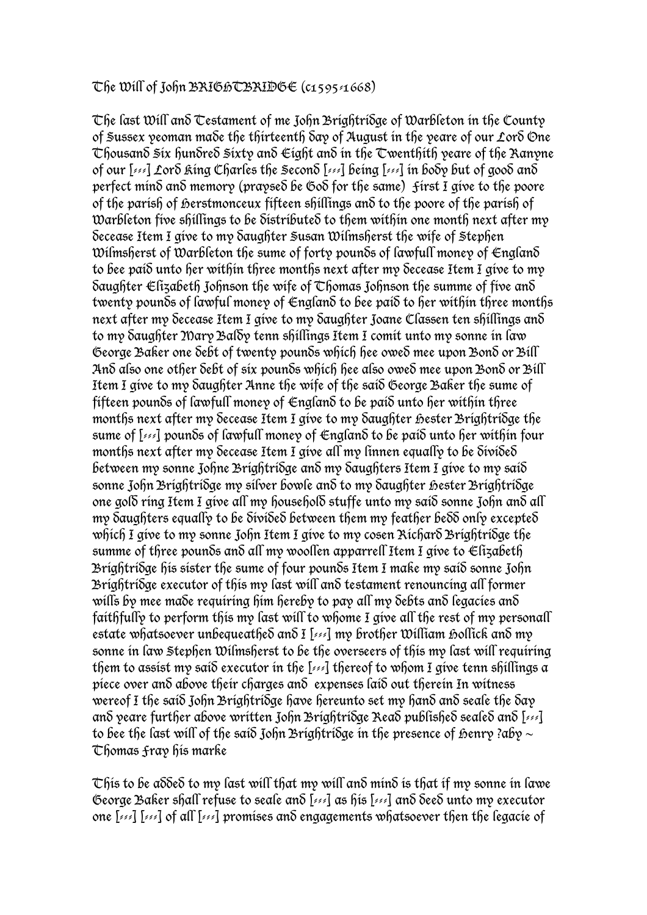The Will of John BRIGHTBRIDGE (c1595-1668)

The last Will and Testament of me John Brightridge of Warbleton in the County of Sussex yeoman made the thirteenth day of August in the yeare of our Lord One Thousand Six hundred Sixty and Eight and in the Twenthith yeare of the Ranyne of our [---] Lord King Charles the Second [---] being [---] in body but of good and perfect mind and memory (praysed be God for the same) First I give to the poore of the parish of Herstmonceux fifteen shillings and to the poore of the parish of Warbleton five shillings to be distributed to them within one month next after my decease Item I give to my daughter Susan Wilmsherst the wife of Stephen Wilmsherst of Warbleton the sume of forty pounds of lawfull money of England to bee paid unto her within three months next after my decease Item I give to my daughter Elizabeth Johnson the wife of Thomas Johnson the summe of five and twenty pounds of lawful money of England to bee paid to her within three months next after my decease Item I give to my daughter Joane Classen ten shillings and to my daughter Mary Baldy tenn shillings Item I comit unto my sonne in law George Baker one debt of twenty pounds which hee owed mee upon Bond or Bill And also one other debt of six pounds which hee also owed mee upon Bond or Bill Item I give to my daughter Anne the wife of the said George Baker the sume of fifteen pounds of lawfull money of England to be paid unto her within three months next after my decease Item I give to my daughter Hester Brightridge the sume of [---] pounds of lawfull money of England to be paid unto her within four months next after my decease Item I give all my linnen equally to be divided between my sonne Johne Brightridge and my daughters Item I give to my said sonne John Brightridge my silver bowle and to my daughter Hester Brightridge one gold ring Item I give all my household stuffe unto my said sonne John and all my daughters equally to be divided between them my feather bedd only excepted which I give to my sonne John Item I give to my cosen Richard Brightridge the summe of three pounds and all my woollen apparrell Item I give to Elizabeth Brightridge his sister the sume of four pounds Item I make my said sonne John Brightridge executor of this my last will and testament renouncing all former wills by mee made requiring him hereby to pay all my debts and legacies and faithfully to perform this my last will to whome I give all the rest of my personall estate whatsoever unbequeathed and I [---] my brother William Hollick and my sonne in law Stephen Wilmsherst to be the overseers of this my last will requiring them to assist my said executor in the [---] thereof to whom I give tenn shillings a piece over and above their charges and expenses laid out therein In witness wereof I the said John Brightridge have hereunto set my hand and seale the day and yeare further above written John Brightridge Read published sealed and [---] to bee the last will of the said John Brightridge in the presence of Henry ?aby ~ Thomas Fray his marke

This to be added to my last will that my will and mind is that if my sonne in lawe George Baker shall refuse to seale and [---] as his [---] and deed unto my executor one [---] [---] of all [---] promises and engagements whatsoever then the legacie of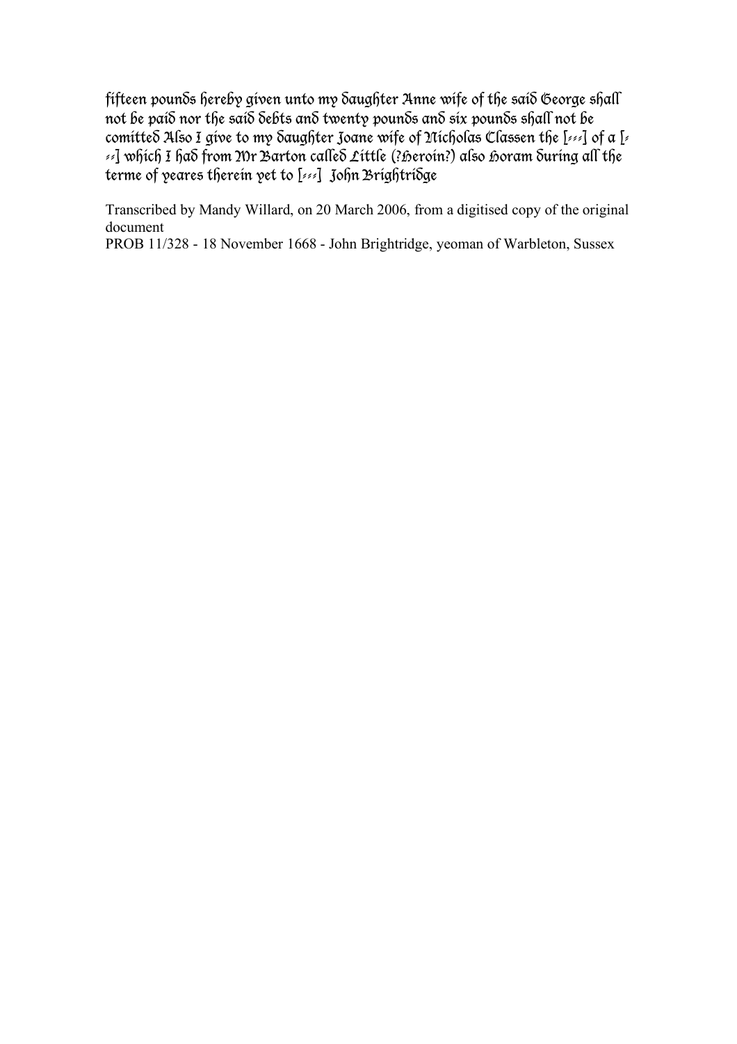fifteen pounds hereby given unto my daughter Anne wife of the said George shall not be paid nor the said debts and twenty pounds and six pounds shall not be comitted Also I give to my daughter Joane wife of Nicholas Classen the [...] of a [...] which I had from Mr Barton called Little (?Heroin?) also Horam during all the terme of yeares therein yet to [...] John Brightridge

Transcribed by Mandy Willard, on 20 March 2006, from a digitised copy of the original document
PROB 11/328 - 18 November 1668 - John Brightridge, yeoman of Warbleton, Sussex